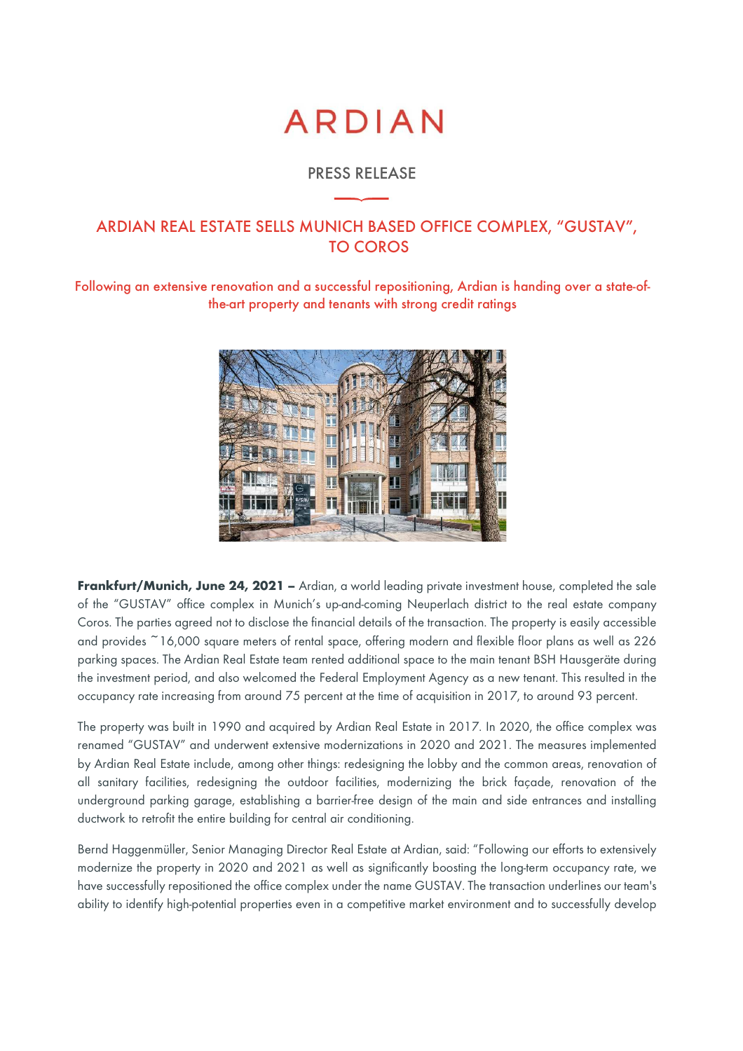# ARDIAN

PRESS RELEASE

## ARDIAN REAL ESTATE SELLS MUNICH BASED OFFICE COMPLEX, "GUSTAV", TO COROS

### Following an extensive renovation and a successful repositioning, Ardian is handing over a state-of-the-art property and tenants with strong credit ratings

**Frankfurt/Munich, June 24, 2021 –** Ardian, a world leading private investment house, completed the sale of the "GUSTAV" office complex in Munich's up-and-coming Neuperlach district to the real estate company Coros. The parties agreed not to disclose the financial details of the transaction. The property is easily accessible and provides ~16,000 square meters of rental space, offering modern and flexible floor plans as well as 226 parking spaces. The Ardian Real Estate team rented additional space to the main tenant BSH Hausgeräte during the investment period, and also welcomed the Federal Employment Agency as a new tenant. This resulted in the occupancy rate increasing from around 75 percent at the time of acquisition in 2017, to around 93 percent.

The property was built in 1990 and acquired by Ardian Real Estate in 2017. In 2020, the office complex was renamed "GUSTAV" and underwent extensive modernizations in 2020 and 2021. The measures implemented by Ardian Real Estate include, among other things: redesigning the lobby and the common areas, renovation of all sanitary facilities, redesigning the outdoor facilities, modernizing the brick façade, renovation of the underground parking garage, establishing a barrier-free design of the main and side entrances and installing ductwork to retrofit the entire building for central air conditioning.

Bernd Haggenmüller, Senior Managing Director Real Estate at Ardian, said: "Following our efforts to extensively modernize the property in 2020 and 2021 as well as significantly boosting the long-term occupancy rate, we have successfully repositioned the office complex under the name GUSTAV. The transaction underlines our team's ability to identify high-potential properties even in a competitive market environment and to successfully develop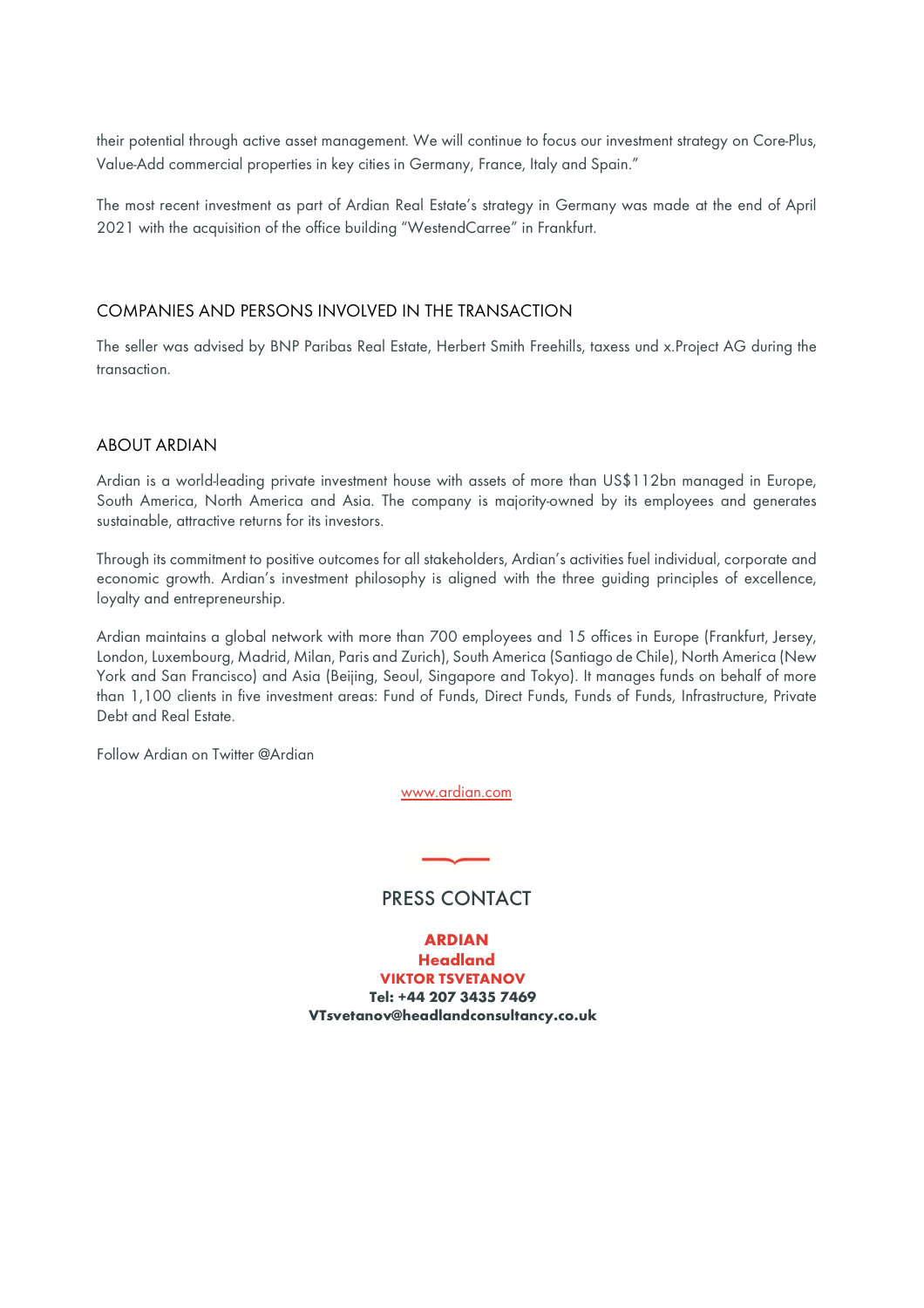their potential through active asset management. We will continue to focus our investment strategy on Core-Plus, Value-Add commercial properties in key cities in Germany, France, Italy and Spain."

The most recent investment as part of Ardian Real Estate's strategy in Germany was made at the end of April 2021 with the acquisition of the office building "WestendCarree" in Frankfurt.

## COMPANIES AND PERSONS INVOLVED IN THE TRANSACTION

The seller was advised by BNP Paribas Real Estate, Herbert Smith Freehills, taxess und x.Project AG during the transaction.

## ABOUT ARDIAN

Ardian is a world-leading private investment house with assets of more than US$112bn managed in Europe, South America, North America and Asia. The company is majority-owned by its employees and generates sustainable, attractive returns for its investors.

Through its commitment to positive outcomes for all stakeholders, Ardian's activities fuel individual, corporate and economic growth. Ardian's investment philosophy is aligned with the three guiding principles of excellence, loyalty and entrepreneurship.

Ardian maintains a global network with more than 700 employees and 15 offices in Europe (Frankfurt, Jersey, London, Luxembourg, Madrid, Milan, Paris and Zurich), South America (Santiago de Chile), North America (New York and San Francisco) and Asia (Beijing, Seoul, Singapore and Tokyo). It manages funds on behalf of more than 1,100 clients in five investment areas: Fund of Funds, Direct Funds, Funds of Funds, Infrastructure, Private Debt and Real Estate.

Follow Ardian on Twitter @Ardian

www.ardian.com

## PRESS CONTACT

**ARDIAN**
**Headland**
**VIKTOR TSVETANOV**
**Tel: +44 207 3435 7469**
**VTsvetanov@headlandconsultancy.co.uk**